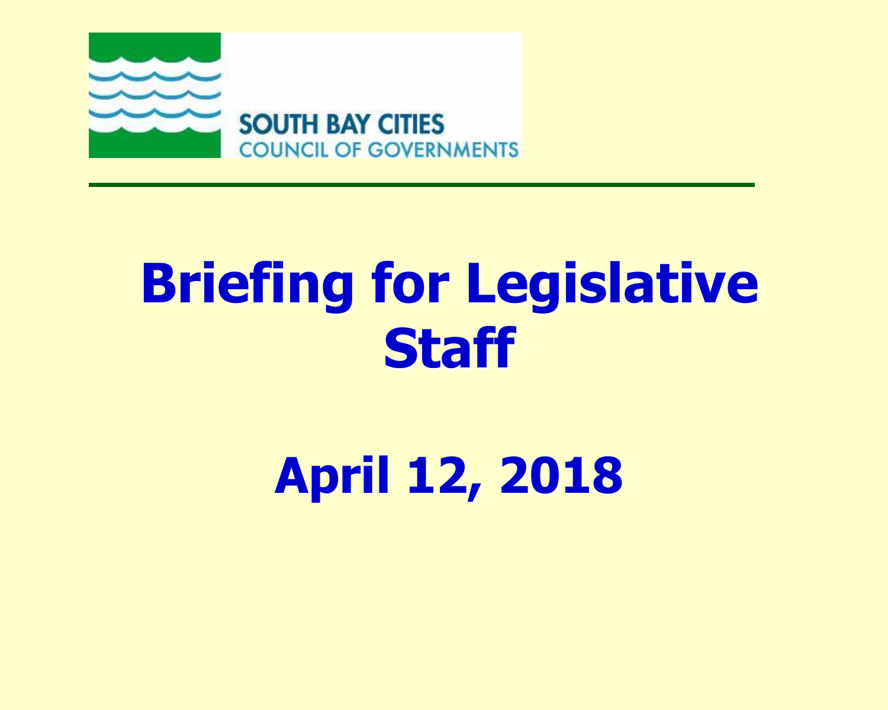SOUTH BAY CITIES
COUNCIL OF GOVERNMENTS

---

# Briefing for Legislative Staff

# April 12, 2018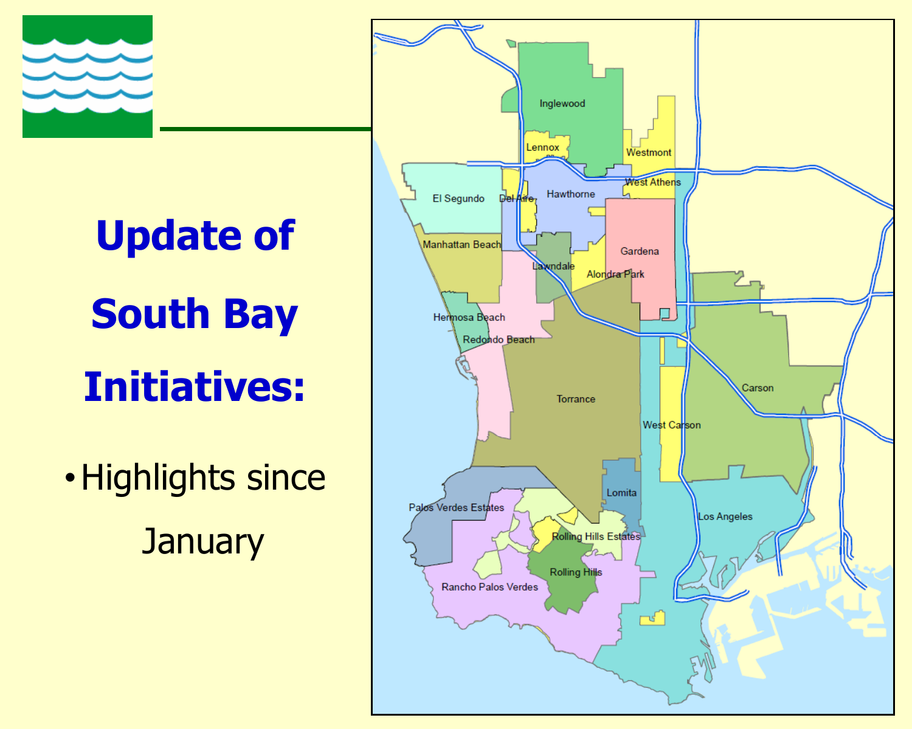# Update of South Bay Initiatives:

- Highlights since January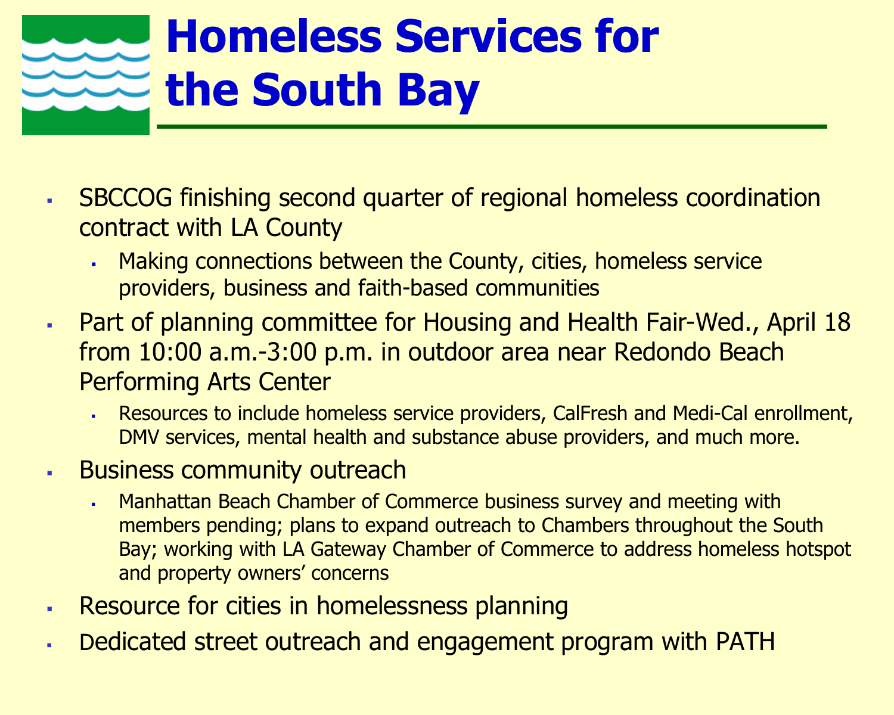# Homeless Services for the South Bay

- SBCCOG finishing second quarter of regional homeless coordination contract with LA County
  - Making connections between the County, cities, homeless service providers, business and faith-based communities
- Part of planning committee for Housing and Health Fair-Wed., April 18 from 10:00 a.m.-3:00 p.m. in outdoor area near Redondo Beach Performing Arts Center
  - Resources to include homeless service providers, CalFresh and Medi-Cal enrollment, DMV services, mental health and substance abuse providers, and much more.
- Business community outreach
  - Manhattan Beach Chamber of Commerce business survey and meeting with members pending; plans to expand outreach to Chambers throughout the South Bay; working with LA Gateway Chamber of Commerce to address homeless hotspot and property owners' concerns
- Resource for cities in homelessness planning
- Dedicated street outreach and engagement program with PATH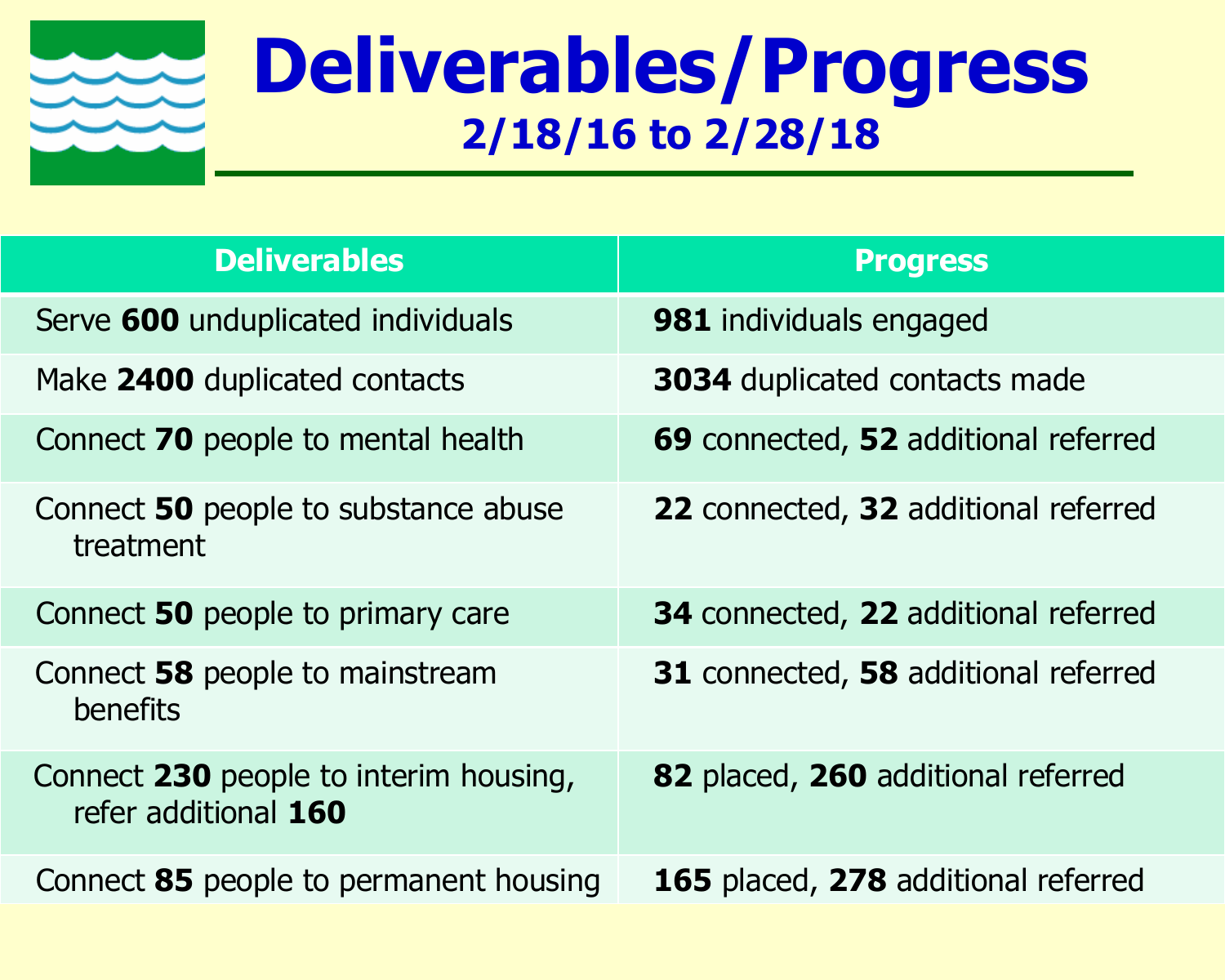# Deliverables/Progress

## 2/18/16 to 2/28/18

| Deliverables | Progress |
|---|---|
| Serve **600** unduplicated individuals | **981** individuals engaged |
| Make **2400** duplicated contacts | **3034** duplicated contacts made |
| Connect **70** people to mental health | **69** connected, **52** additional referred |
| Connect **50** people to substance abuse treatment | **22** connected, **32** additional referred |
| Connect **50** people to primary care | **34** connected, **22** additional referred |
| Connect **58** people to mainstream benefits | **31** connected, **58** additional referred |
| Connect **230** people to interim housing, refer additional **160** | **82** placed, **260** additional referred |
| Connect **85** people to permanent housing | **165** placed, **278** additional referred |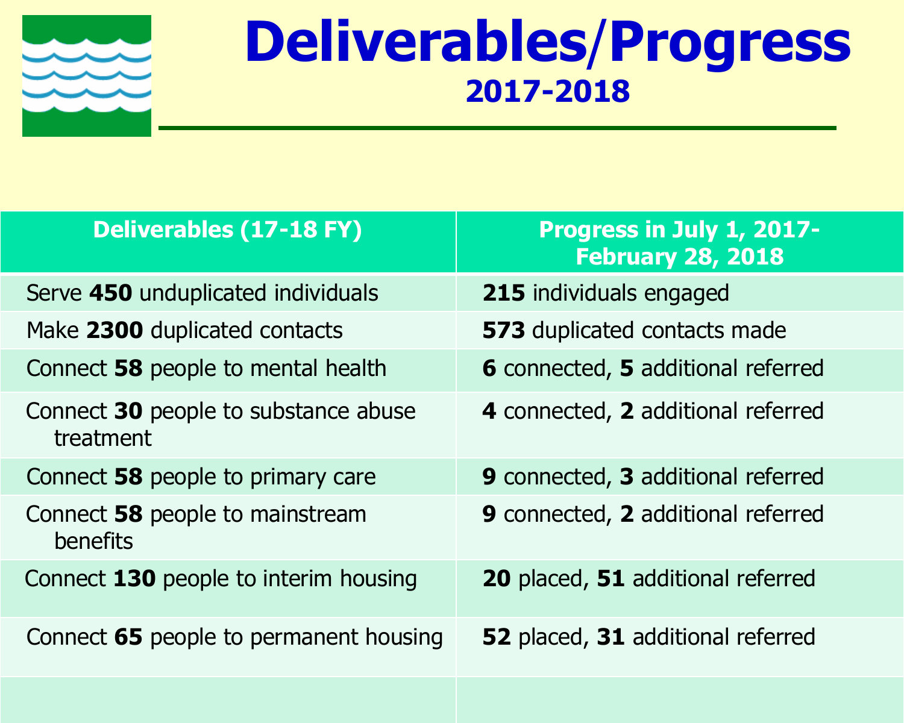# Deliverables/Progress

## 2017-2018

| Deliverables (17-18 FY) | Progress in July 1, 2017-February 28, 2018 |
|---|---|
| Serve **450** unduplicated individuals | **215** individuals engaged |
| Make **2300** duplicated contacts | **573** duplicated contacts made |
| Connect **58** people to mental health | **6** connected, **5** additional referred |
| Connect **30** people to substance abuse treatment | **4** connected, **2** additional referred |
| Connect **58** people to primary care | **9** connected, **3** additional referred |
| Connect **58** people to mainstream benefits | **9** connected, **2** additional referred |
| Connect **130** people to interim housing | **20** placed, **51** additional referred |
| Connect **65** people to permanent housing | **52** placed, **31** additional referred |
| | |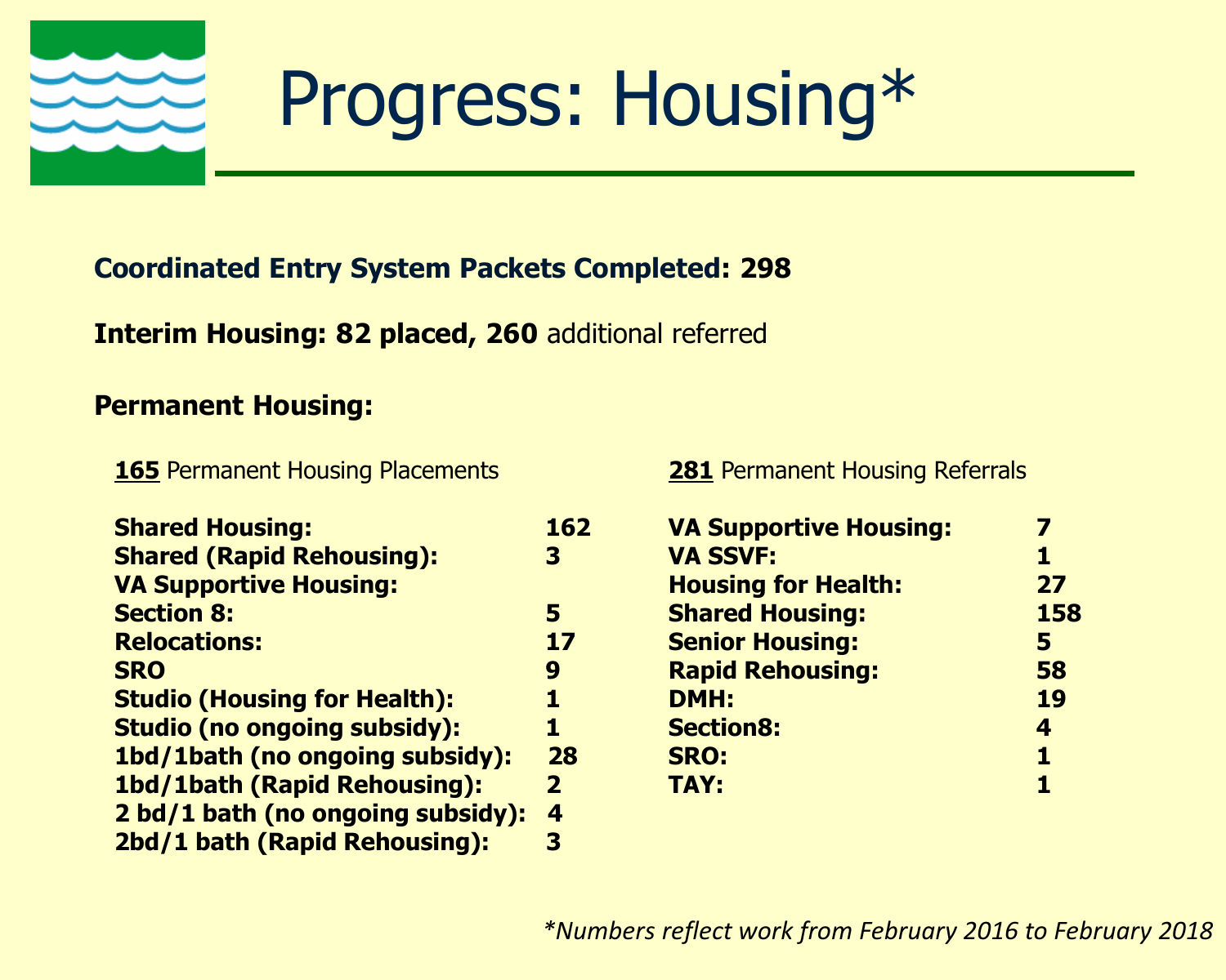# Progress: Housing*

**Coordinated Entry System Packets Completed: 298**

**Interim Housing: 82 placed, 260** additional referred

**Permanent Housing:**

**165** Permanent Housing Placements

| | |
|---|---|
| **Shared Housing:** | **162** |
| **Shared (Rapid Rehousing):** | **3** |
| **VA Supportive Housing:** | |
| **Section 8:** | **5** |
| **Relocations:** | **17** |
| **SRO** | **9** |
| **Studio (Housing for Health):** | **1** |
| **Studio (no ongoing subsidy):** | **1** |
| **1bd/1bath (no ongoing subsidy):** | **28** |
| **1bd/1bath (Rapid Rehousing):** | **2** |
| **2 bd/1 bath (no ongoing subsidy):** | **4** |
| **2bd/1 bath (Rapid Rehousing):** | **3** |

**281** Permanent Housing Referrals

| | |
|---|---|
| **VA Supportive Housing:** | **7** |
| **VA SSVF:** | **1** |
| **Housing for Health:** | **27** |
| **Shared Housing:** | **158** |
| **Senior Housing:** | **5** |
| **Rapid Rehousing:** | **58** |
| **DMH:** | **19** |
| **Section8:** | **4** |
| **SRO:** | **1** |
| **TAY:** | **1** |

*\*Numbers reflect work from February 2016 to February 2018*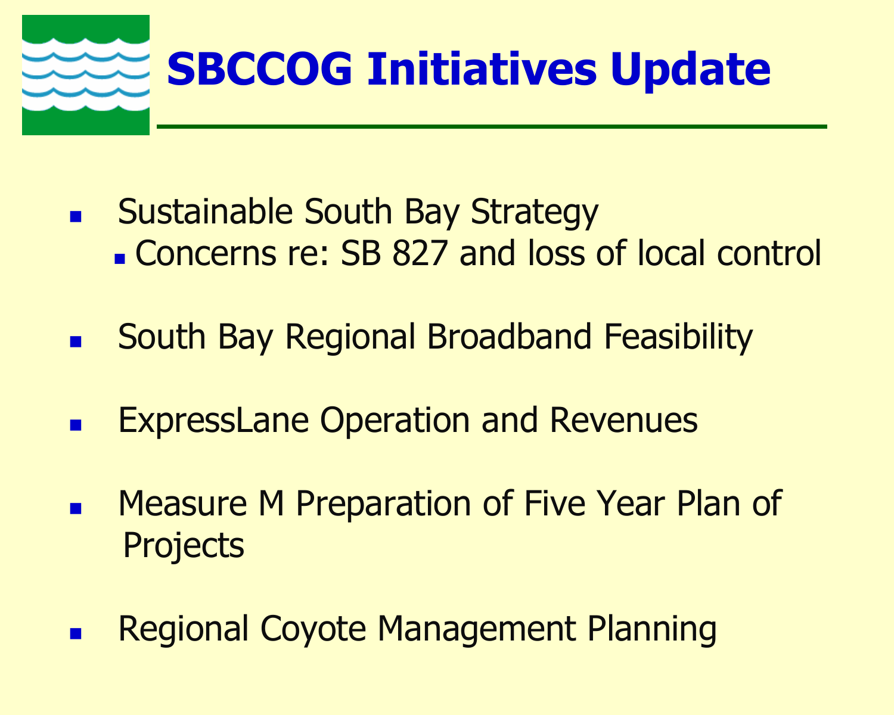# SBCCOG Initiatives Update

- Sustainable South Bay Strategy
  - Concerns re: SB 827 and loss of local control
- South Bay Regional Broadband Feasibility
- ExpressLane Operation and Revenues
- Measure M Preparation of Five Year Plan of Projects
- Regional Coyote Management Planning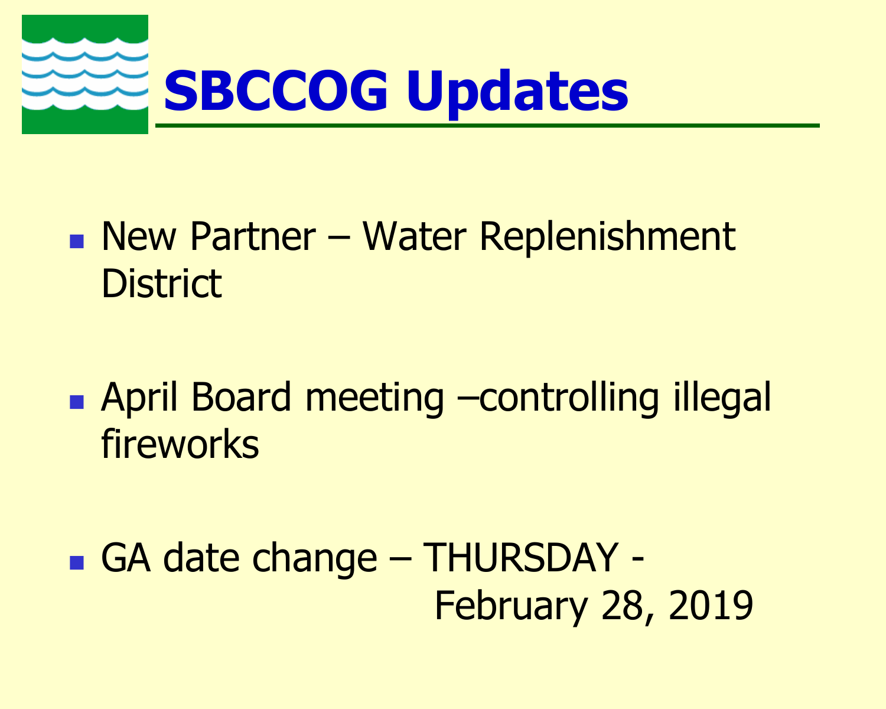# SBCCOG Updates

- New Partner – Water Replenishment District
- April Board meeting –controlling illegal fireworks
- GA date change – THURSDAY - February 28, 2019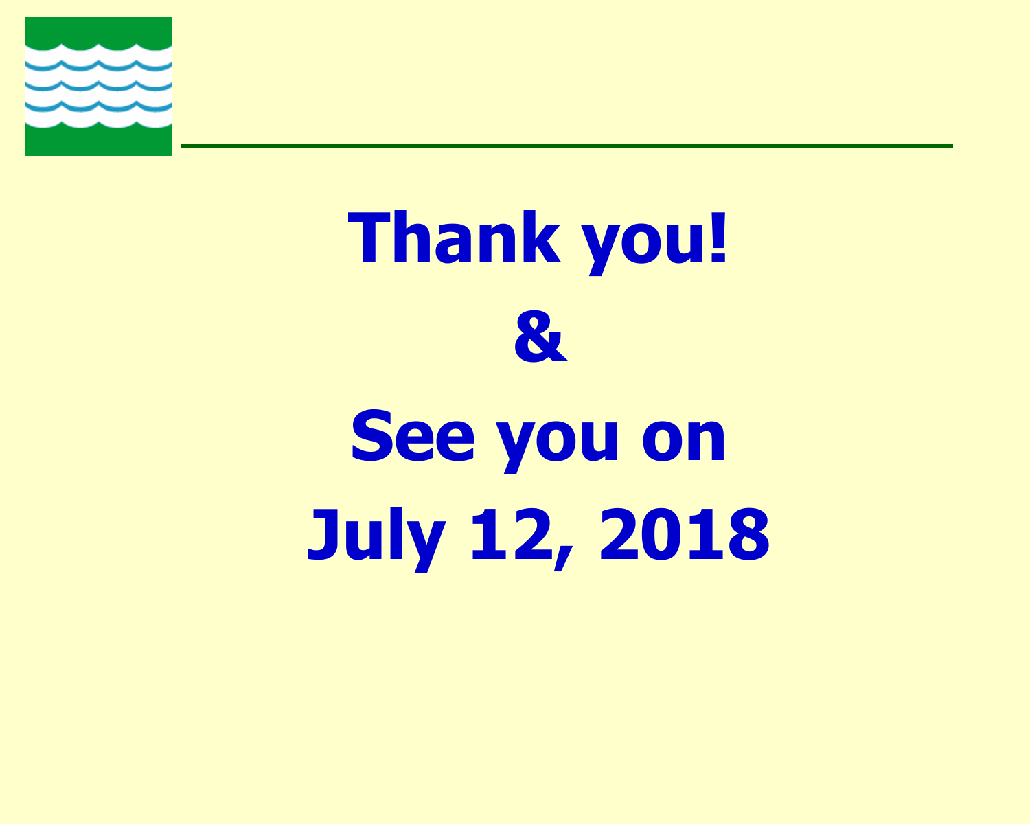# Thank you!

# &

# See you on

# July 12, 2018